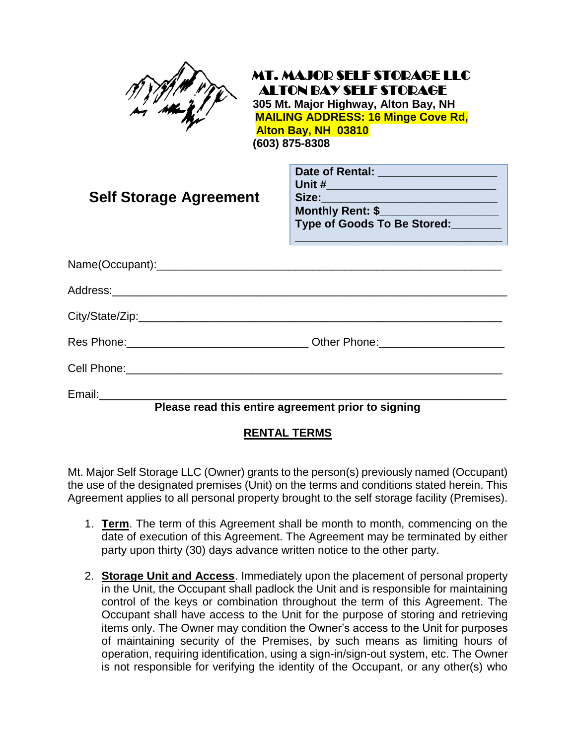**MT. MAJOR SELF STORAGE LLC**
**ALTON BAY SELF STORAGE**
**305 Mt. Major Highway, Alton Bay, NH**
**MAILING ADDRESS: 16 Minge Cove Rd, Alton Bay, NH 03810**
**(603) 875-8308**

## Self Storage Agreement

**Date of Rental:** ___________________
**Unit #**___________________________
**Size:**_____________________________
**Monthly Rent: $**___________________
**Type of Goods To Be Stored:**________
_________________________________

Name(Occupant):_____________________________________________________

Address:___________________________________________________________

City/State/Zip:______________________________________________________

Res Phone:_____________________________ Other Phone:____________________

Cell Phone:_________________________________________________________

Email:_____________________________________________________________

**Please read this entire agreement prior to signing**

## RENTAL TERMS

Mt. Major Self Storage LLC (Owner) grants to the person(s) previously named (Occupant) the use of the designated premises (Unit) on the terms and conditions stated herein. This Agreement applies to all personal property brought to the self storage facility (Premises).

1. **Term**. The term of this Agreement shall be month to month, commencing on the date of execution of this Agreement. The Agreement may be terminated by either party upon thirty (30) days advance written notice to the other party.

2. **Storage Unit and Access**. Immediately upon the placement of personal property in the Unit, the Occupant shall padlock the Unit and is responsible for maintaining control of the keys or combination throughout the term of this Agreement. The Occupant shall have access to the Unit for the purpose of storing and retrieving items only. The Owner may condition the Owner's access to the Unit for purposes of maintaining security of the Premises, by such means as limiting hours of operation, requiring identification, using a sign-in/sign-out system, etc. The Owner is not responsible for verifying the identity of the Occupant, or any other(s) who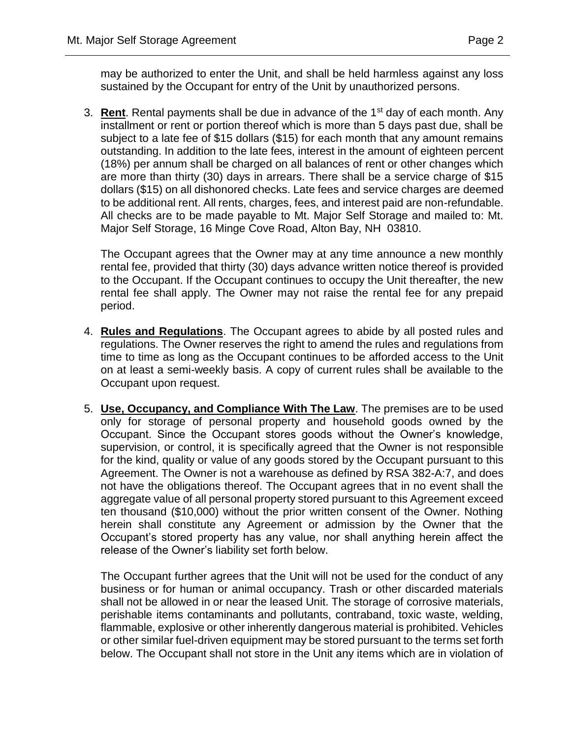may be authorized to enter the Unit, and shall be held harmless against any loss sustained by the Occupant for entry of the Unit by unauthorized persons.

3. **Rent**. Rental payments shall be due in advance of the 1st day of each month. Any installment or rent or portion thereof which is more than 5 days past due, shall be subject to a late fee of $15 dollars ($15) for each month that any amount remains outstanding. In addition to the late fees, interest in the amount of eighteen percent (18%) per annum shall be charged on all balances of rent or other changes which are more than thirty (30) days in arrears. There shall be a service charge of $15 dollars ($15) on all dishonored checks. Late fees and service charges are deemed to be additional rent. All rents, charges, fees, and interest paid are non-refundable. All checks are to be made payable to Mt. Major Self Storage and mailed to: Mt. Major Self Storage, 16 Minge Cove Road, Alton Bay, NH 03810.

   The Occupant agrees that the Owner may at any time announce a new monthly rental fee, provided that thirty (30) days advance written notice thereof is provided to the Occupant. If the Occupant continues to occupy the Unit thereafter, the new rental fee shall apply. The Owner may not raise the rental fee for any prepaid period.

4. **Rules and Regulations**. The Occupant agrees to abide by all posted rules and regulations. The Owner reserves the right to amend the rules and regulations from time to time as long as the Occupant continues to be afforded access to the Unit on at least a semi-weekly basis. A copy of current rules shall be available to the Occupant upon request.

5. **Use, Occupancy, and Compliance With The Law**. The premises are to be used only for storage of personal property and household goods owned by the Occupant. Since the Occupant stores goods without the Owner's knowledge, supervision, or control, it is specifically agreed that the Owner is not responsible for the kind, quality or value of any goods stored by the Occupant pursuant to this Agreement. The Owner is not a warehouse as defined by RSA 382-A:7, and does not have the obligations thereof. The Occupant agrees that in no event shall the aggregate value of all personal property stored pursuant to this Agreement exceed ten thousand ($10,000) without the prior written consent of the Owner. Nothing herein shall constitute any Agreement or admission by the Owner that the Occupant's stored property has any value, nor shall anything herein affect the release of the Owner's liability set forth below.

   The Occupant further agrees that the Unit will not be used for the conduct of any business or for human or animal occupancy. Trash or other discarded materials shall not be allowed in or near the leased Unit. The storage of corrosive materials, perishable items contaminants and pollutants, contraband, toxic waste, welding, flammable, explosive or other inherently dangerous material is prohibited. Vehicles or other similar fuel-driven equipment may be stored pursuant to the terms set forth below. The Occupant shall not store in the Unit any items which are in violation of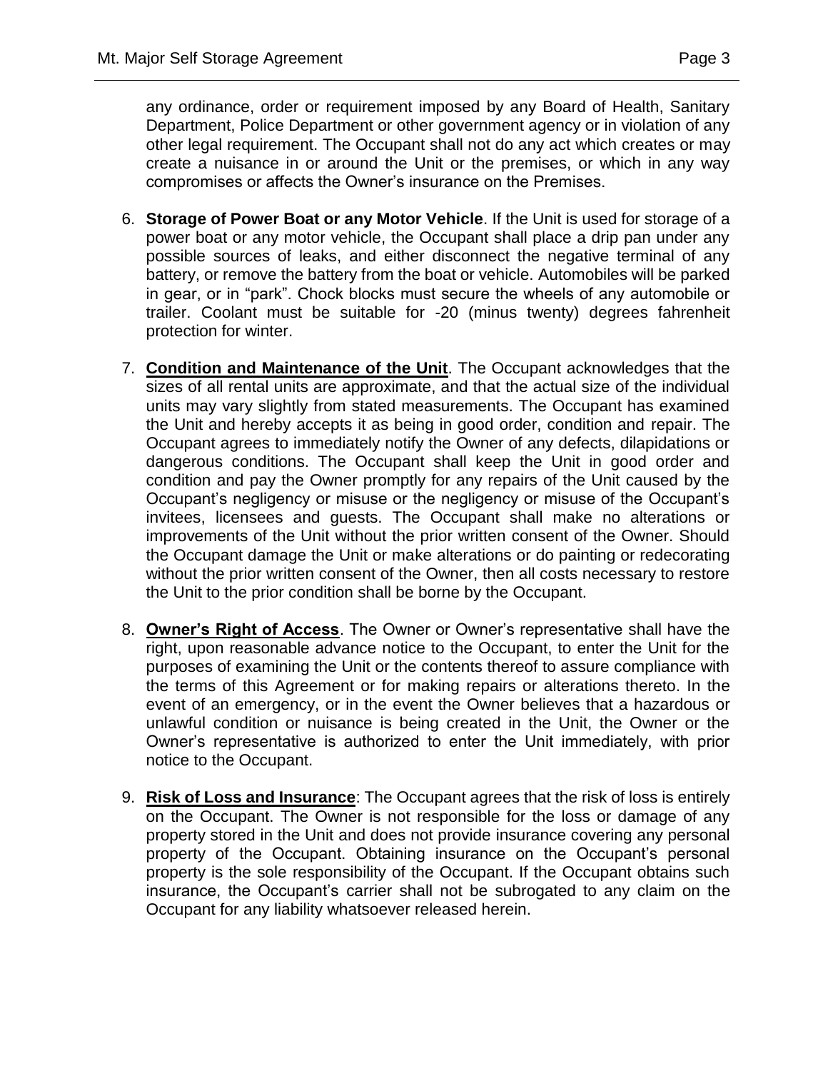any ordinance, order or requirement imposed by any Board of Health, Sanitary Department, Police Department or other government agency or in violation of any other legal requirement. The Occupant shall not do any act which creates or may create a nuisance in or around the Unit or the premises, or which in any way compromises or affects the Owner's insurance on the Premises.

6. **Storage of Power Boat or any Motor Vehicle**. If the Unit is used for storage of a power boat or any motor vehicle, the Occupant shall place a drip pan under any possible sources of leaks, and either disconnect the negative terminal of any battery, or remove the battery from the boat or vehicle. Automobiles will be parked in gear, or in "park". Chock blocks must secure the wheels of any automobile or trailer. Coolant must be suitable for -20 (minus twenty) degrees fahrenheit protection for winter.

7. **Condition and Maintenance of the Unit**. The Occupant acknowledges that the sizes of all rental units are approximate, and that the actual size of the individual units may vary slightly from stated measurements. The Occupant has examined the Unit and hereby accepts it as being in good order, condition and repair. The Occupant agrees to immediately notify the Owner of any defects, dilapidations or dangerous conditions. The Occupant shall keep the Unit in good order and condition and pay the Owner promptly for any repairs of the Unit caused by the Occupant's negligency or misuse or the negligency or misuse of the Occupant's invitees, licensees and guests. The Occupant shall make no alterations or improvements of the Unit without the prior written consent of the Owner. Should the Occupant damage the Unit or make alterations or do painting or redecorating without the prior written consent of the Owner, then all costs necessary to restore the Unit to the prior condition shall be borne by the Occupant.

8. **Owner's Right of Access**. The Owner or Owner's representative shall have the right, upon reasonable advance notice to the Occupant, to enter the Unit for the purposes of examining the Unit or the contents thereof to assure compliance with the terms of this Agreement or for making repairs or alterations thereto. In the event of an emergency, or in the event the Owner believes that a hazardous or unlawful condition or nuisance is being created in the Unit, the Owner or the Owner's representative is authorized to enter the Unit immediately, with prior notice to the Occupant.

9. **Risk of Loss and Insurance**: The Occupant agrees that the risk of loss is entirely on the Occupant. The Owner is not responsible for the loss or damage of any property stored in the Unit and does not provide insurance covering any personal property of the Occupant. Obtaining insurance on the Occupant's personal property is the sole responsibility of the Occupant. If the Occupant obtains such insurance, the Occupant's carrier shall not be subrogated to any claim on the Occupant for any liability whatsoever released herein.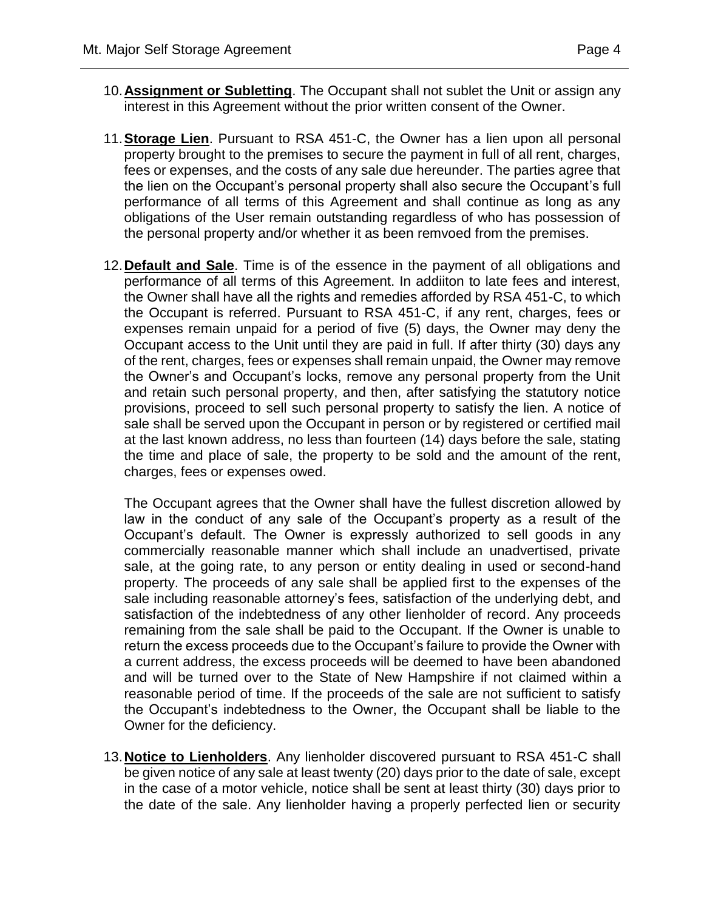10. **Assignment or Subletting**. The Occupant shall not sublet the Unit or assign any interest in this Agreement without the prior written consent of the Owner.

11. **Storage Lien**. Pursuant to RSA 451-C, the Owner has a lien upon all personal property brought to the premises to secure the payment in full of all rent, charges, fees or expenses, and the costs of any sale due hereunder. The parties agree that the lien on the Occupant's personal property shall also secure the Occupant's full performance of all terms of this Agreement and shall continue as long as any obligations of the User remain outstanding regardless of who has possession of the personal property and/or whether it as been remvoed from the premises.

12. **Default and Sale**. Time is of the essence in the payment of all obligations and performance of all terms of this Agreement. In addiiton to late fees and interest, the Owner shall have all the rights and remedies afforded by RSA 451-C, to which the Occupant is referred. Pursuant to RSA 451-C, if any rent, charges, fees or expenses remain unpaid for a period of five (5) days, the Owner may deny the Occupant access to the Unit until they are paid in full. If after thirty (30) days any of the rent, charges, fees or expenses shall remain unpaid, the Owner may remove the Owner's and Occupant's locks, remove any personal property from the Unit and retain such personal property, and then, after satisfying the statutory notice provisions, proceed to sell such personal property to satisfy the lien. A notice of sale shall be served upon the Occupant in person or by registered or certified mail at the last known address, no less than fourteen (14) days before the sale, stating the time and place of sale, the property to be sold and the amount of the rent, charges, fees or expenses owed.

    The Occupant agrees that the Owner shall have the fullest discretion allowed by law in the conduct of any sale of the Occupant's property as a result of the Occupant's default. The Owner is expressly authorized to sell goods in any commercially reasonable manner which shall include an unadvertised, private sale, at the going rate, to any person or entity dealing in used or second-hand property. The proceeds of any sale shall be applied first to the expenses of the sale including reasonable attorney's fees, satisfaction of the underlying debt, and satisfaction of the indebtedness of any other lienholder of record. Any proceeds remaining from the sale shall be paid to the Occupant. If the Owner is unable to return the excess proceeds due to the Occupant's failure to provide the Owner with a current address, the excess proceeds will be deemed to have been abandoned and will be turned over to the State of New Hampshire if not claimed within a reasonable period of time. If the proceeds of the sale are not sufficient to satisfy the Occupant's indebtedness to the Owner, the Occupant shall be liable to the Owner for the deficiency.

13. **Notice to Lienholders**. Any lienholder discovered pursuant to RSA 451-C shall be given notice of any sale at least twenty (20) days prior to the date of sale, except in the case of a motor vehicle, notice shall be sent at least thirty (30) days prior to the date of the sale. Any lienholder having a properly perfected lien or security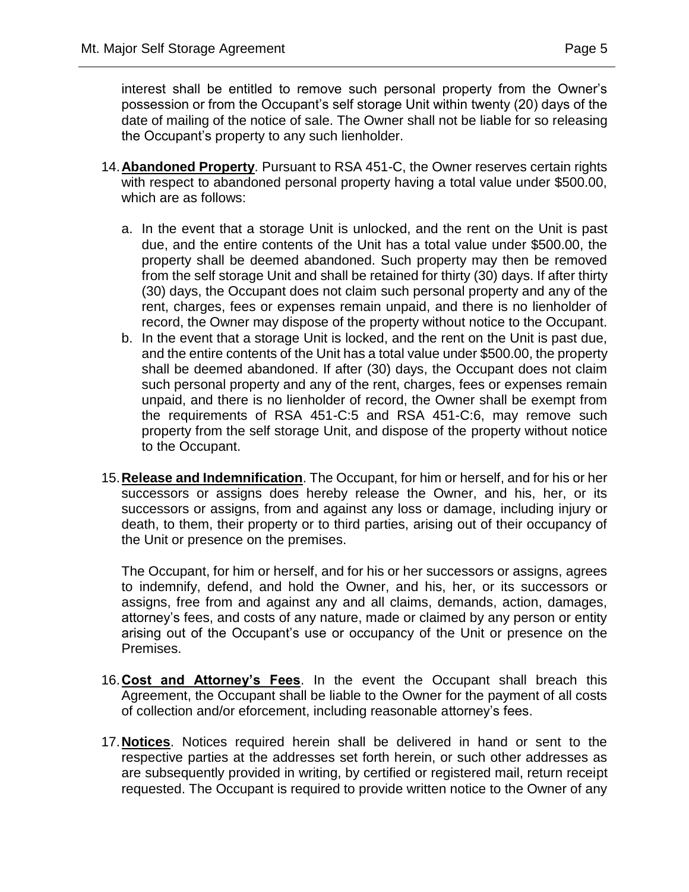interest shall be entitled to remove such personal property from the Owner's possession or from the Occupant's self storage Unit within twenty (20) days of the date of mailing of the notice of sale. The Owner shall not be liable for so releasing the Occupant's property to any such lienholder.

14. **Abandoned Property**. Pursuant to RSA 451-C, the Owner reserves certain rights with respect to abandoned personal property having a total value under $500.00, which are as follows:

    a. In the event that a storage Unit is unlocked, and the rent on the Unit is past due, and the entire contents of the Unit has a total value under $500.00, the property shall be deemed abandoned. Such property may then be removed from the self storage Unit and shall be retained for thirty (30) days. If after thirty (30) days, the Occupant does not claim such personal property and any of the rent, charges, fees or expenses remain unpaid, and there is no lienholder of record, the Owner may dispose of the property without notice to the Occupant.
    b. In the event that a storage Unit is locked, and the rent on the Unit is past due, and the entire contents of the Unit has a total value under $500.00, the property shall be deemed abandoned. If after (30) days, the Occupant does not claim such personal property and any of the rent, charges, fees or expenses remain unpaid, and there is no lienholder of record, the Owner shall be exempt from the requirements of RSA 451-C:5 and RSA 451-C:6, may remove such property from the self storage Unit, and dispose of the property without notice to the Occupant.

15. **Release and Indemnification**. The Occupant, for him or herself, and for his or her successors or assigns does hereby release the Owner, and his, her, or its successors or assigns, from and against any loss or damage, including injury or death, to them, their property or to third parties, arising out of their occupancy of the Unit or presence on the premises.

    The Occupant, for him or herself, and for his or her successors or assigns, agrees to indemnify, defend, and hold the Owner, and his, her, or its successors or assigns, free from and against any and all claims, demands, action, damages, attorney's fees, and costs of any nature, made or claimed by any person or entity arising out of the Occupant's use or occupancy of the Unit or presence on the Premises.

16. **Cost and Attorney's Fees**. In the event the Occupant shall breach this Agreement, the Occupant shall be liable to the Owner for the payment of all costs of collection and/or eforcement, including reasonable attorney's fees.

17. **Notices**. Notices required herein shall be delivered in hand or sent to the respective parties at the addresses set forth herein, or such other addresses as are subsequently provided in writing, by certified or registered mail, return receipt requested. The Occupant is required to provide written notice to the Owner of any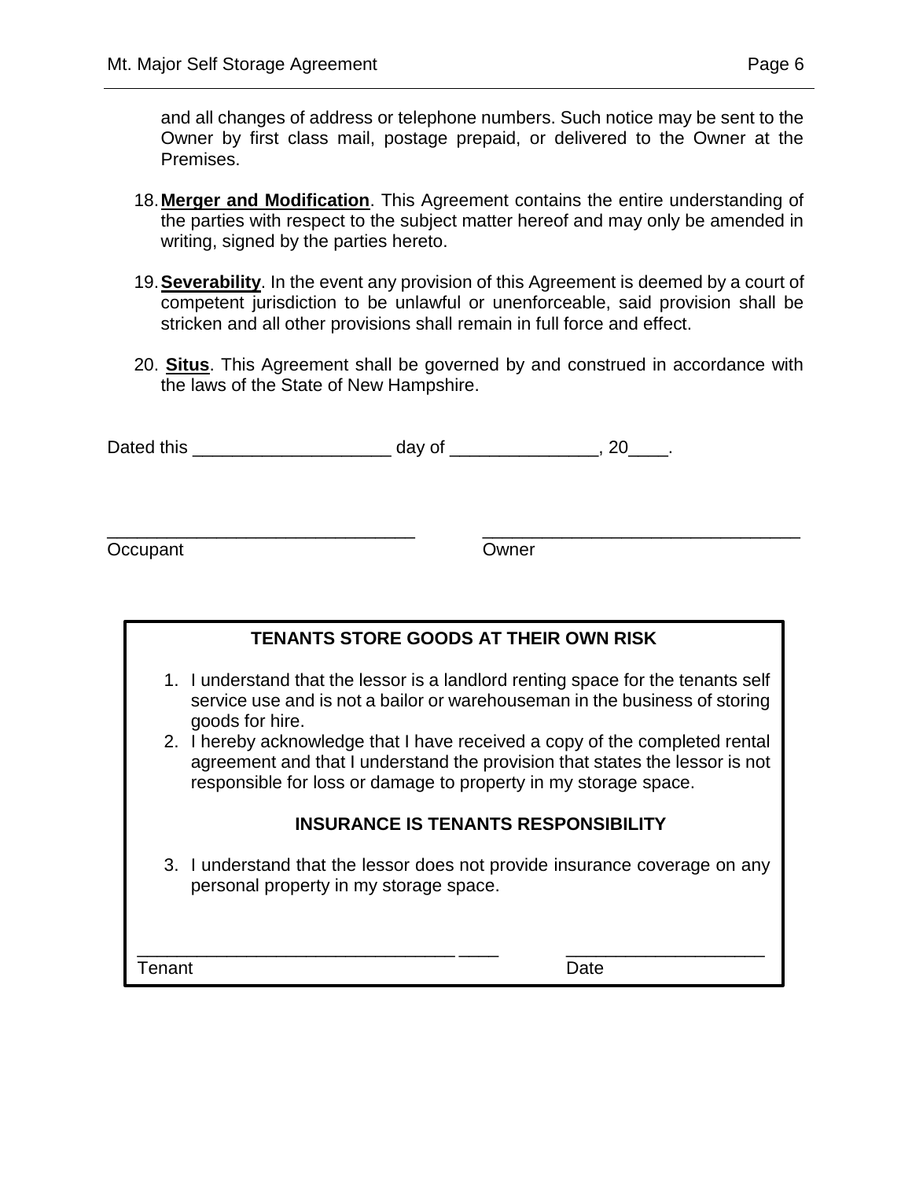and all changes of address or telephone numbers. Such notice may be sent to the Owner by first class mail, postage prepaid, or delivered to the Owner at the Premises.

18. **Merger and Modification**. This Agreement contains the entire understanding of the parties with respect to the subject matter hereof and may only be amended in writing, signed by the parties hereto.

19. **Severability**. In the event any provision of this Agreement is deemed by a court of competent jurisdiction to be unlawful or unenforceable, said provision shall be stricken and all other provisions shall remain in full force and effect.

20. **Situs**. This Agreement shall be governed by and construed in accordance with the laws of the State of New Hampshire.

Dated this ____________________ day of _______________, 20____.

_______________________________ _______________________________
Occupant Owner

**TENANTS STORE GOODS AT THEIR OWN RISK**

1. I understand that the lessor is a landlord renting space for the tenants self service use and is not a bailor or warehouseman in the business of storing goods for hire.
2. I hereby acknowledge that I have received a copy of the completed rental agreement and that I understand the provision that states the lessor is not responsible for loss or damage to property in my storage space.

**INSURANCE IS TENANTS RESPONSIBILITY**

3. I understand that the lessor does not provide insurance coverage on any personal property in my storage space.

____________________________________ ____________________
Tenant Date